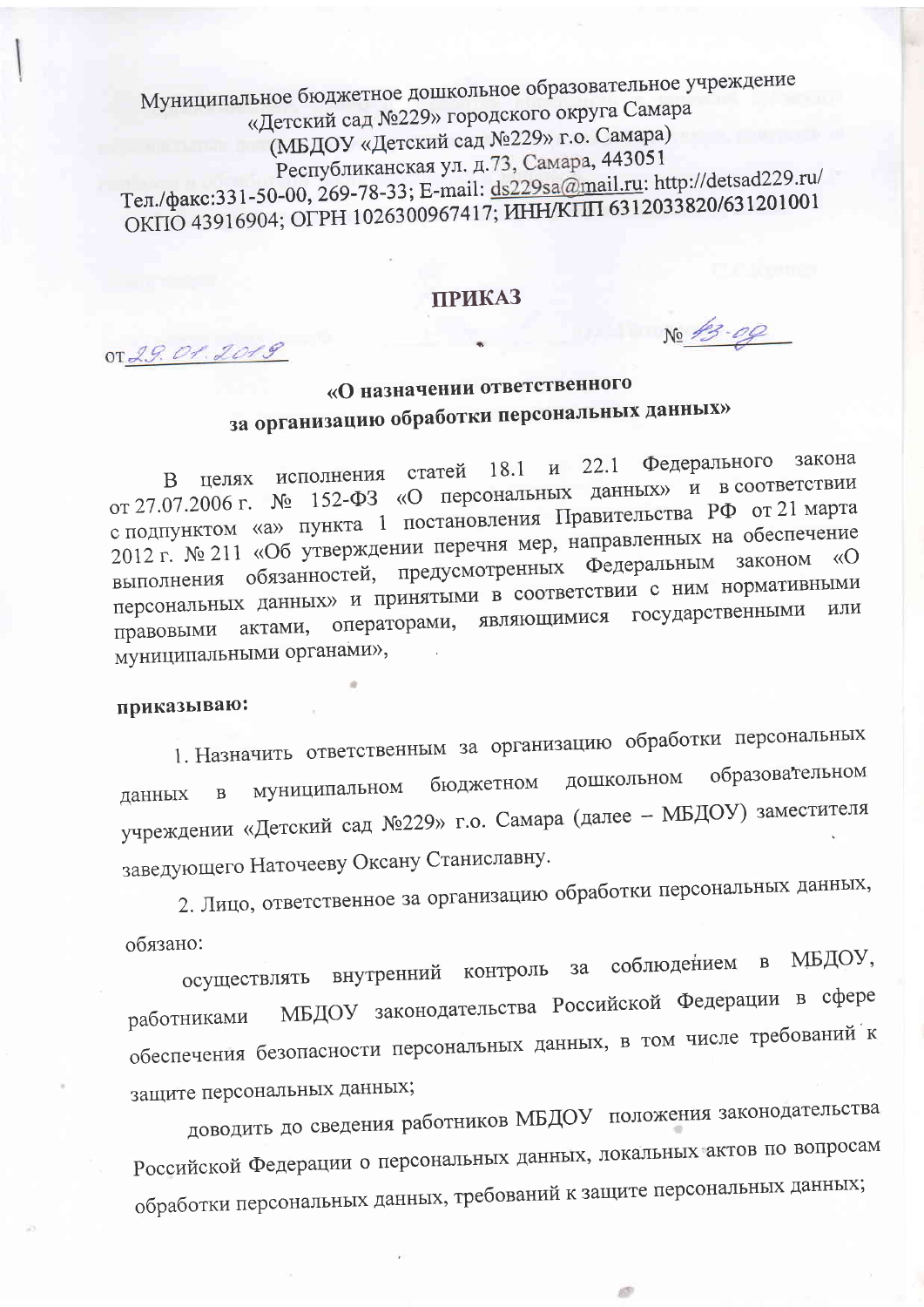Муниципальное бюджетное дошкольное образовательное учреждение
«Детский сад №229» городского округа Самара
(МБДОУ «Детский сад №229» г.о. Самара)
Республиканская ул. д.73, Самара, 443051
Тел./факс:331-50-00, 269-78-33; E-mail: ds229sa@mail.ru: http://detsad229.ru/
ОКПО 43916904; ОГРН 1026300967417; ИНН/КПП 6312033820/631201001

# ПРИКАЗ

от 29.01.2019 № 13-од

## «О назначении ответственного за организацию обработки персональных данных»

В целях исполнения статей 18.1 и 22.1 Федерального закона от 27.07.2006 г. № 152-ФЗ «О персональных данных» и в соответствии с подпунктом «а» пункта 1 постановления Правительства РФ от 21 марта 2012 г. № 211 «Об утверждении перечня мер, направленных на обеспечение выполнения обязанностей, предусмотренных Федеральным законом «О персональных данных» и принятыми в соответствии с ним нормативными правовыми актами, операторами, являющимися государственными или муниципальными органами»,

**приказываю:**

1. Назначить ответственным за организацию обработки персональных данных в муниципальном бюджетном дошкольном образовательном учреждении «Детский сад №229» г.о. Самара (далее – МБДОУ) заместителя заведующего Наточееву Оксану Станиславну.

2. Лицо, ответственное за организацию обработки персональных данных, обязано:

осуществлять внутренний контроль за соблюдением в МБДОУ, работниками МБДОУ законодательства Российской Федерации в сфере обеспечения безопасности персональных данных, в том числе требований к защите персональных данных;

доводить до сведения работников МБДОУ положения законодательства Российской Федерации о персональных данных, локальных актов по вопросам обработки персональных данных, требований к защите персональных данных;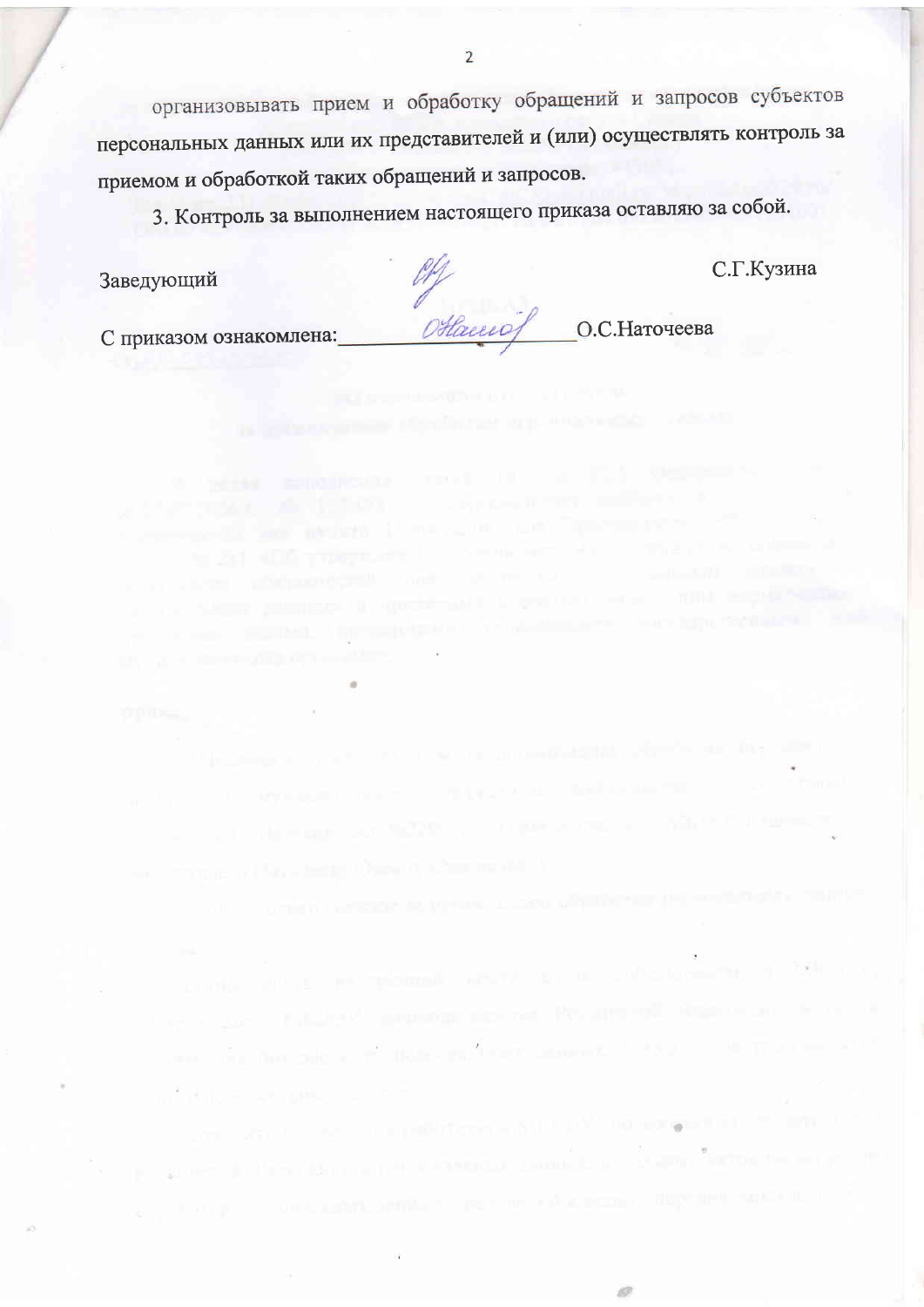организовывать прием и обработку обращений и запросов субъектов персональных данных или их представителей и (или) осуществлять контроль за приемом и обработкой таких обращений и запросов.

3. Контроль за выполнением настоящего приказа оставляю за собой.

Заведующий С.Г.Кузина

С приказом ознакомлена:\_\_\_\_\_\_\_\_\_\_\_\_\_\_\_\_\_\_\_\_ О.С.Наточеева